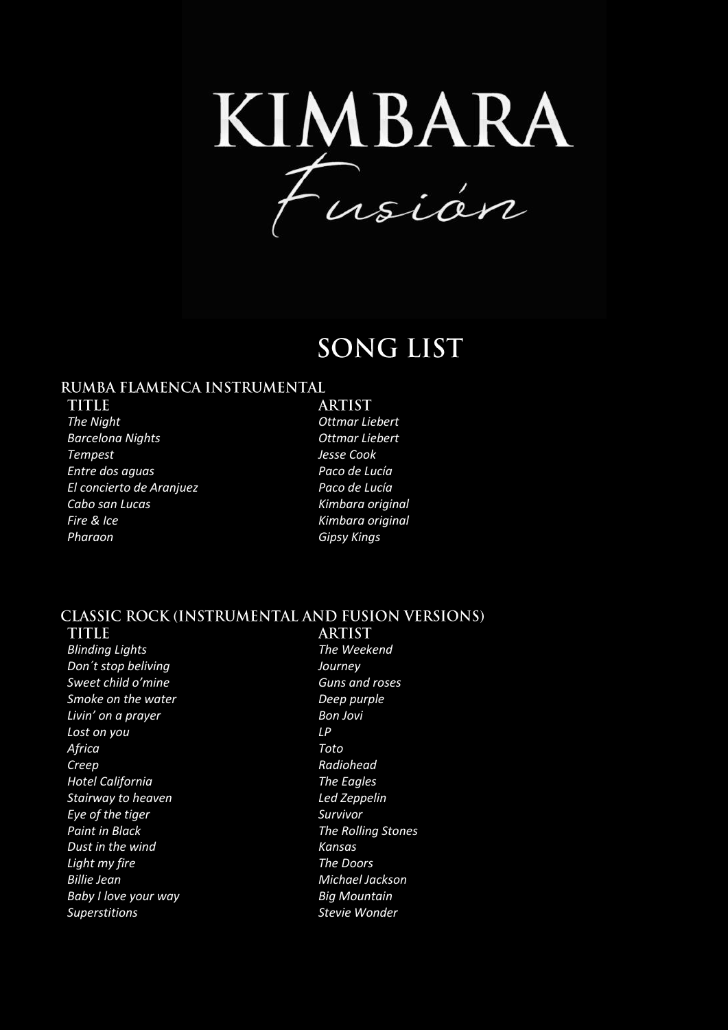# KIMBARA
## Fusión

# SONG LIST

### RUMBA FLAMENCA INSTRUMENTAL

| TITLE | ARTIST |
| --- | --- |
| *The Night* | *Ottmar Liebert* |
| *Barcelona Nights* | *Ottmar Liebert* |
| *Tempest* | *Jesse Cook* |
| *Entre dos aguas* | *Paco de Lucía* |
| *El concierto de Aranjuez* | *Paco de Lucía* |
| *Cabo san Lucas* | *Kimbara original* |
| *Fire & Ice* | *Kimbara original* |
| *Pharaon* | *Gipsy Kings* |

### CLASSIC ROCK (INSTRUMENTAL AND FUSION VERSIONS)

| TITLE | ARTIST |
| --- | --- |
| *Blinding Lights* | *The Weekend* |
| *Don´t stop beliving* | *Journey* |
| *Sweet child o'mine* | *Guns and roses* |
| *Smoke on the water* | *Deep purple* |
| *Livin' on a prayer* | *Bon Jovi* |
| *Lost on you* | *LP* |
| *Africa* | *Toto* |
| *Creep* | *Radiohead* |
| *Hotel California* | *The Eagles* |
| *Stairway to heaven* | *Led Zeppelin* |
| *Eye of the tiger* | *Survivor* |
| *Paint in Black* | *The Rolling Stones* |
| *Dust in the wind* | *Kansas* |
| *Light my fire* | *The Doors* |
| *Billie Jean* | *Michael Jackson* |
| *Baby I love your way* | *Big Mountain* |
| *Superstitions* | *Stevie Wonder* |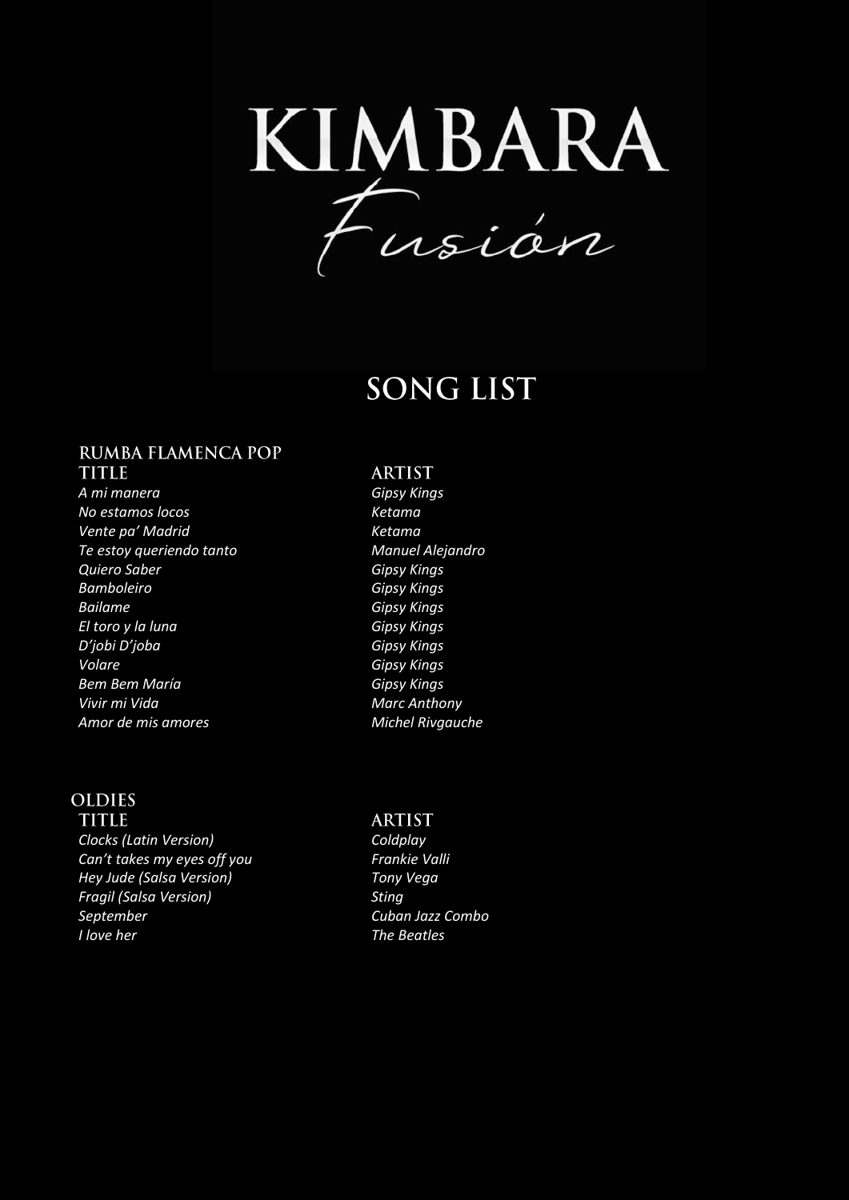# KIMBARA
*Fusión*

## SONG LIST

### RUMBA FLAMENCA POP

| TITLE | ARTIST |
|---|---|
| *A mi manera* | *Gipsy Kings* |
| *No estamos locos* | *Ketama* |
| *Vente pa' Madrid* | *Ketama* |
| *Te estoy queriendo tanto* | *Manuel Alejandro* |
| *Quiero Saber* | *Gipsy Kings* |
| *Bamboleiro* | *Gipsy Kings* |
| *Bailame* | *Gipsy Kings* |
| *El toro y la luna* | *Gipsy Kings* |
| *D'jobi D'joba* | *Gipsy Kings* |
| *Volare* | *Gipsy Kings* |
| *Bem Bem María* | *Gipsy Kings* |
| *Vivir mi Vida* | *Marc Anthony* |
| *Amor de mis amores* | *Michel Rivgauche* |

### OLDIES

| TITLE | ARTIST |
|---|---|
| *Clocks (Latin Version)* | *Coldplay* |
| *Can't takes my eyes off you* | *Frankie Valli* |
| *Hey Jude (Salsa Version)* | *Tony Vega* |
| *Fragil (Salsa Version)* | *Sting* |
| *September* | *Cuban Jazz Combo* |
| *I love her* | *The Beatles* |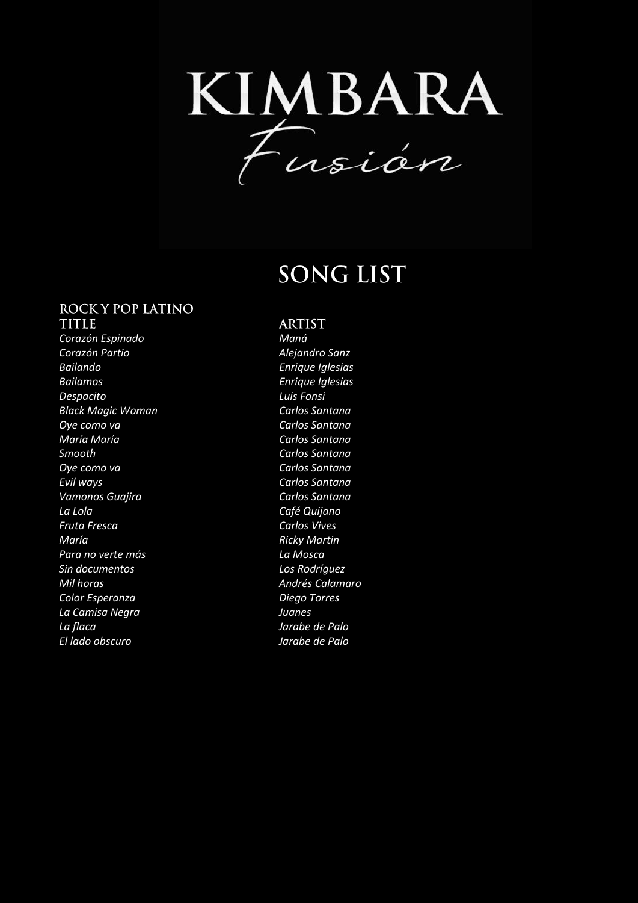# KIMBARA
## Fusión

## SONG LIST

### ROCK Y POP LATINO

| TITLE | ARTIST |
|---|---|
| *Corazón Espinado* | *Maná* |
| *Corazón Partio* | *Alejandro Sanz* |
| *Bailando* | *Enrique Iglesias* |
| *Bailamos* | *Enrique Iglesias* |
| *Despacito* | *Luis Fonsi* |
| *Black Magic Woman* | *Carlos Santana* |
| *Oye como va* | *Carlos Santana* |
| *María María* | *Carlos Santana* |
| *Smooth* | *Carlos Santana* |
| *Oye como va* | *Carlos Santana* |
| *Evil ways* | *Carlos Santana* |
| *Vamonos Guajira* | *Carlos Santana* |
| *La Lola* | *Café Quijano* |
| *Fruta Fresca* | *Carlos Vives* |
| *María* | *Ricky Martin* |
| *Para no verte más* | *La Mosca* |
| *Sin documentos* | *Los Rodríguez* |
| *Mil horas* | *Andrés Calamaro* |
| *Color Esperanza* | *Diego Torres* |
| *La Camisa Negra* | *Juanes* |
| *La flaca* | *Jarabe de Palo* |
| *El lado obscuro* | *Jarabe de Palo* |